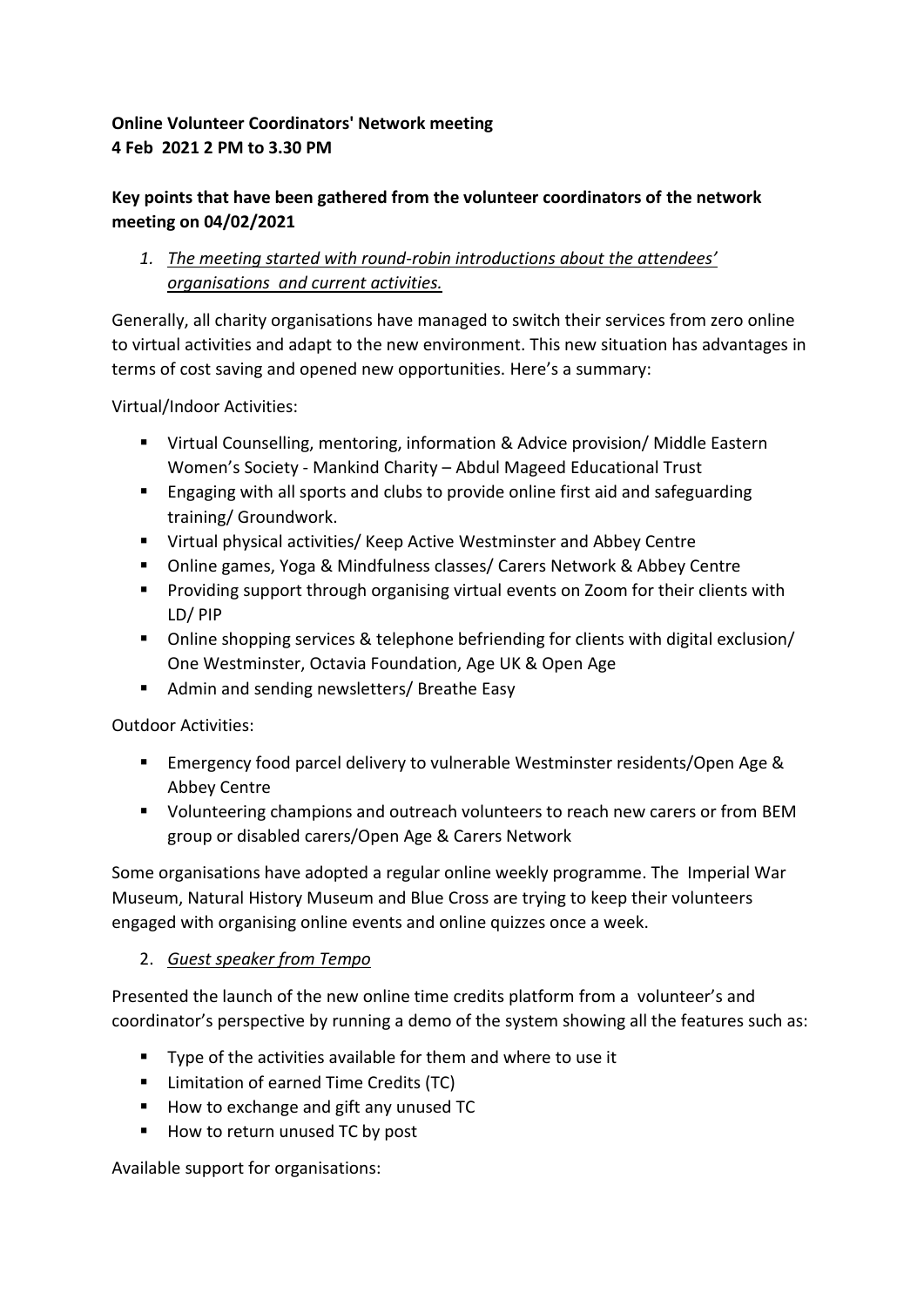**Online Volunteer Coordinators' Network meeting**
**4 Feb 2021 2 PM to 3.30 PM**

**Key points that have been gathered from the volunteer coordinators of the network meeting on 04/02/2021**

1. *The meeting started with round-robin introductions about the attendees' organisations and current activities.*

Generally, all charity organisations have managed to switch their services from zero online to virtual activities and adapt to the new environment. This new situation has advantages in terms of cost saving and opened new opportunities. Here's a summary:

Virtual/Indoor Activities:

- Virtual Counselling, mentoring, information & Advice provision/ Middle Eastern Women's Society - Mankind Charity – Abdul Mageed Educational Trust
- Engaging with all sports and clubs to provide online first aid and safeguarding training/ Groundwork.
- Virtual physical activities/ Keep Active Westminster and Abbey Centre
- Online games, Yoga & Mindfulness classes/ Carers Network & Abbey Centre
- Providing support through organising virtual events on Zoom for their clients with LD/ PIP
- Online shopping services & telephone befriending for clients with digital exclusion/ One Westminster, Octavia Foundation, Age UK & Open Age
- Admin and sending newsletters/ Breathe Easy

Outdoor Activities:

- Emergency food parcel delivery to vulnerable Westminster residents/Open Age & Abbey Centre
- Volunteering champions and outreach volunteers to reach new carers or from BEM group or disabled carers/Open Age & Carers Network

Some organisations have adopted a regular online weekly programme. The Imperial War Museum, Natural History Museum and Blue Cross are trying to keep their volunteers engaged with organising online events and online quizzes once a week.

2. *Guest speaker from Tempo*

Presented the launch of the new online time credits platform from a volunteer's and coordinator's perspective by running a demo of the system showing all the features such as:

- Type of the activities available for them and where to use it
- Limitation of earned Time Credits (TC)
- How to exchange and gift any unused TC
- How to return unused TC by post

Available support for organisations: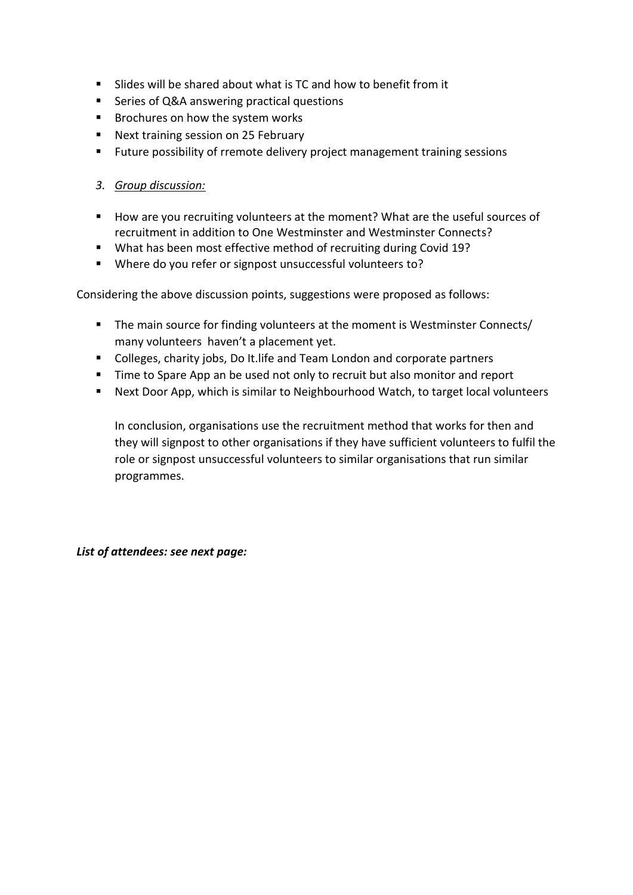- Slides will be shared about what is TC and how to benefit from it
- Series of Q&A answering practical questions
- Brochures on how the system works
- Next training session on 25 February
- Future possibility of rremote delivery project management training sessions

3. *Group discussion:*

- How are you recruiting volunteers at the moment? What are the useful sources of recruitment in addition to One Westminster and Westminster Connects?
- What has been most effective method of recruiting during Covid 19?
- Where do you refer or signpost unsuccessful volunteers to?

Considering the above discussion points, suggestions were proposed as follows:

- The main source for finding volunteers at the moment is Westminster Connects/ many volunteers haven't a placement yet.
- Colleges, charity jobs, Do It.life and Team London and corporate partners
- Time to Spare App an be used not only to recruit but also monitor and report
- Next Door App, which is similar to Neighbourhood Watch, to target local volunteers

In conclusion, organisations use the recruitment method that works for then and they will signpost to other organisations if they have sufficient volunteers to fulfil the role or signpost unsuccessful volunteers to similar organisations that run similar programmes.

***List of attendees: see next page:***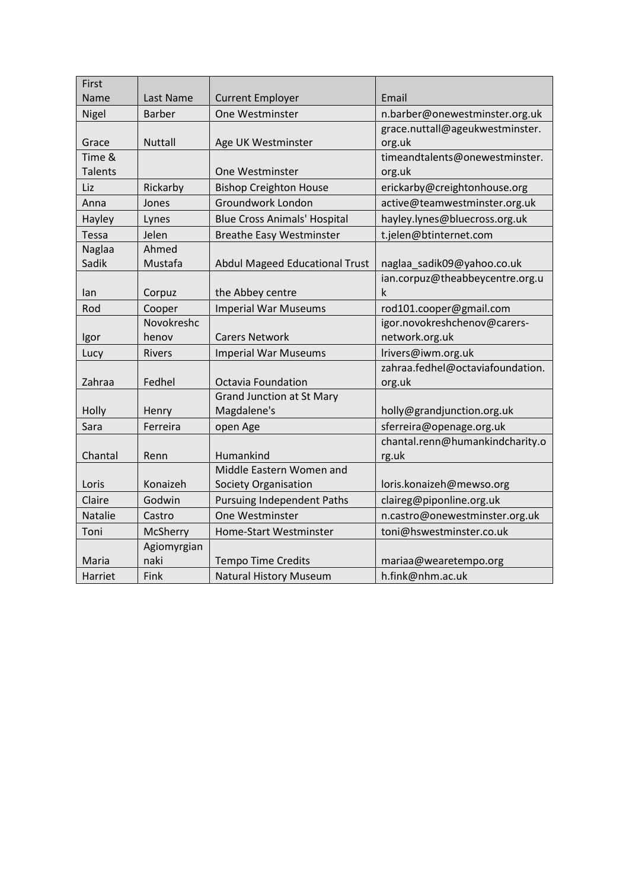| First Name | Last Name | Current Employer | Email |
|---|---|---|---|
| Nigel | Barber | One Westminster | n.barber@onewestminster.org.uk |
| Grace | Nuttall | Age UK Westminster | grace.nuttall@ageukwestminster.org.uk |
| Time & Talents | | One Westminster | timeandtalents@onewestminster.org.uk |
| Liz | Rickarby | Bishop Creighton House | erickarby@creightonhouse.org |
| Anna | Jones | Groundwork London | active@teamwestminster.org.uk |
| Hayley | Lynes | Blue Cross Animals' Hospital | hayley.lynes@bluecross.org.uk |
| Tessa | Jelen | Breathe Easy Westminster | t.jelen@btinternet.com |
| Naglaa Sadik | Ahmed Mustafa | Abdul Mageed Educational Trust | naglaa_sadik09@yahoo.co.uk |
| Ian | Corpuz | the Abbey centre | ian.corpuz@theabbeycentre.org.uk |
| Rod | Cooper | Imperial War Museums | rod101.cooper@gmail.com |
| Igor | Novokreshchenov | Carers Network | igor.novokreshchenov@carers-network.org.uk |
| Lucy | Rivers | Imperial War Museums | lrivers@iwm.org.uk |
| Zahraa | Fedhel | Octavia Foundation | zahraa.fedhel@octaviafoundation.org.uk |
| Holly | Henry | Grand Junction at St Mary Magdalene's | holly@grandjunction.org.uk |
| Sara | Ferreira | open Age | sferreira@openage.org.uk |
| Chantal | Renn | Humankind | chantal.renn@humankindcharity.org.uk |
| Loris | Konaizeh | Middle Eastern Women and Society Organisation | loris.konaizeh@mewso.org |
| Claire | Godwin | Pursuing Independent Paths | claireg@piponline.org.uk |
| Natalie | Castro | One Westminster | n.castro@onewestminster.org.uk |
| Toni | McSherry | Home-Start Westminster | toni@hswestminster.co.uk |
| Maria | Agiomyrgiannaki | Tempo Time Credits | mariaa@wearetempo.org |
| Harriet | Fink | Natural History Museum | h.fink@nhm.ac.uk |